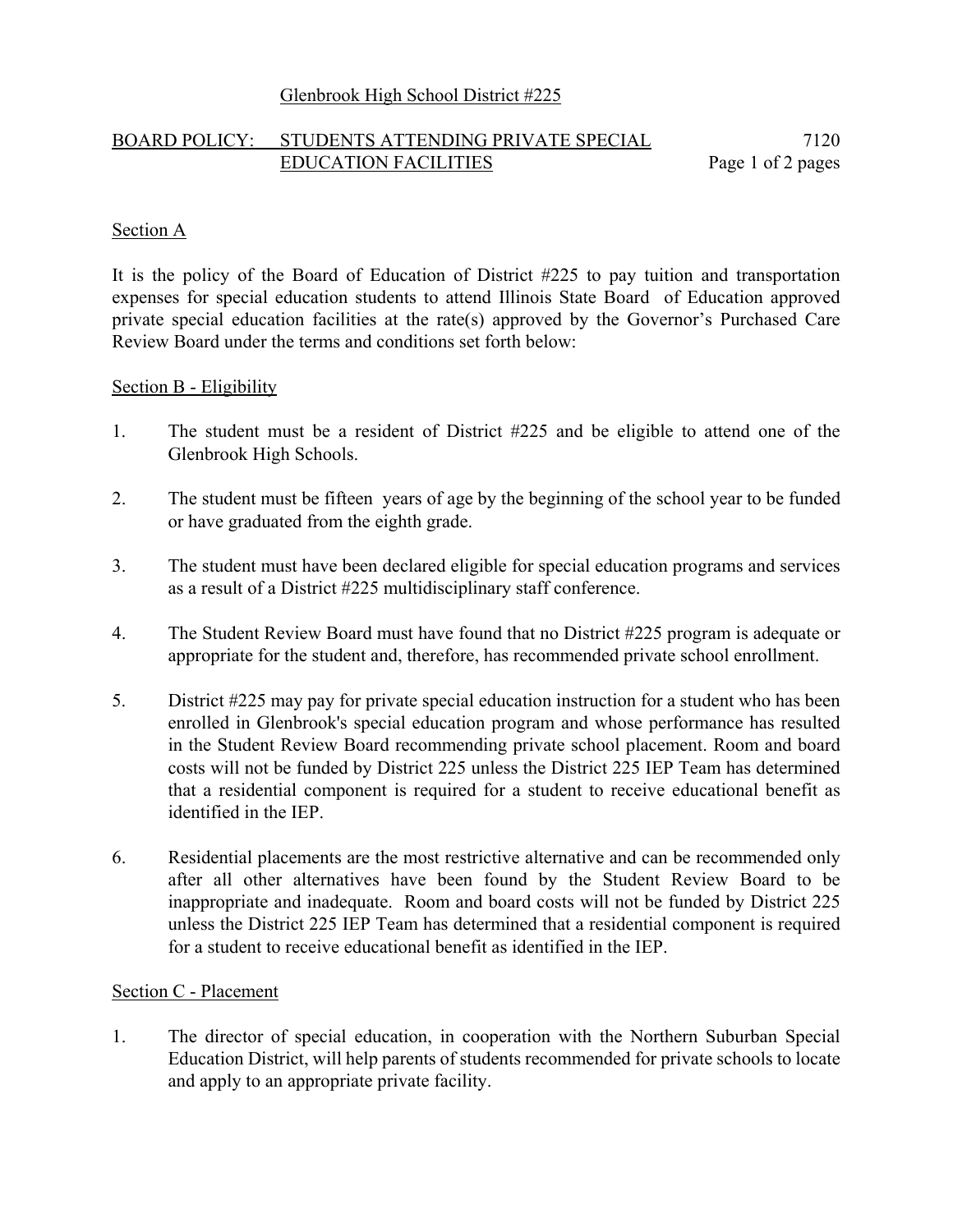Glenbrook High School District #225

BOARD POLICY: STUDENTS ATTENDING PRIVATE SPECIAL EDUCATION FACILITIES 7120

## Section A

It is the policy of the Board of Education of District #225 to pay tuition and transportation expenses for special education students to attend Illinois State Board of Education approved private special education facilities at the rate(s) approved by the Governor's Purchased Care Review Board under the terms and conditions set forth below:

## Section B - Eligibility

1. The student must be a resident of District #225 and be eligible to attend one of the Glenbrook High Schools.

2. The student must be fifteen years of age by the beginning of the school year to be funded or have graduated from the eighth grade.

3. The student must have been declared eligible for special education programs and services as a result of a District #225 multidisciplinary staff conference.

4. The Student Review Board must have found that no District #225 program is adequate or appropriate for the student and, therefore, has recommended private school enrollment.

5. District #225 may pay for private special education instruction for a student who has been enrolled in Glenbrook's special education program and whose performance has resulted in the Student Review Board recommending private school placement. Room and board costs will not be funded by District 225 unless the District 225 IEP Team has determined that a residential component is required for a student to receive educational benefit as identified in the IEP.

6. Residential placements are the most restrictive alternative and can be recommended only after all other alternatives have been found by the Student Review Board to be inappropriate and inadequate. Room and board costs will not be funded by District 225 unless the District 225 IEP Team has determined that a residential component is required for a student to receive educational benefit as identified in the IEP.

## Section C - Placement

1. The director of special education, in cooperation with the Northern Suburban Special Education District, will help parents of students recommended for private schools to locate and apply to an appropriate private facility.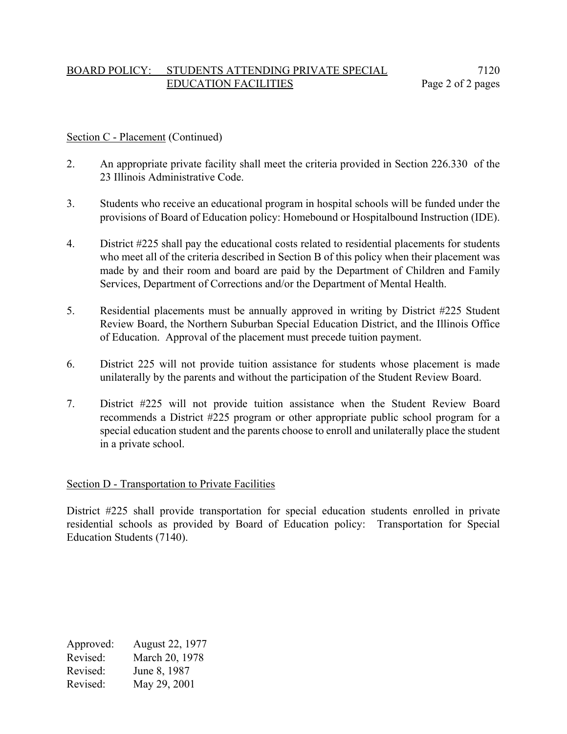Section C - Placement (Continued)

2. An appropriate private facility shall meet the criteria provided in Section 226.330 of the 23 Illinois Administrative Code.

3. Students who receive an educational program in hospital schools will be funded under the provisions of Board of Education policy: Homebound or Hospitalbound Instruction (IDE).

4. District #225 shall pay the educational costs related to residential placements for students who meet all of the criteria described in Section B of this policy when their placement was made by and their room and board are paid by the Department of Children and Family Services, Department of Corrections and/or the Department of Mental Health.

5. Residential placements must be annually approved in writing by District #225 Student Review Board, the Northern Suburban Special Education District, and the Illinois Office of Education. Approval of the placement must precede tuition payment.

6. District 225 will not provide tuition assistance for students whose placement is made unilaterally by the parents and without the participation of the Student Review Board.

7. District #225 will not provide tuition assistance when the Student Review Board recommends a District #225 program or other appropriate public school program for a special education student and the parents choose to enroll and unilaterally place the student in a private school.

Section D - Transportation to Private Facilities

District #225 shall provide transportation for special education students enrolled in private residential schools as provided by Board of Education policy: Transportation for Special Education Students (7140).

Approved: August 22, 1977
Revised: March 20, 1978
Revised: June 8, 1987
Revised: May 29, 2001